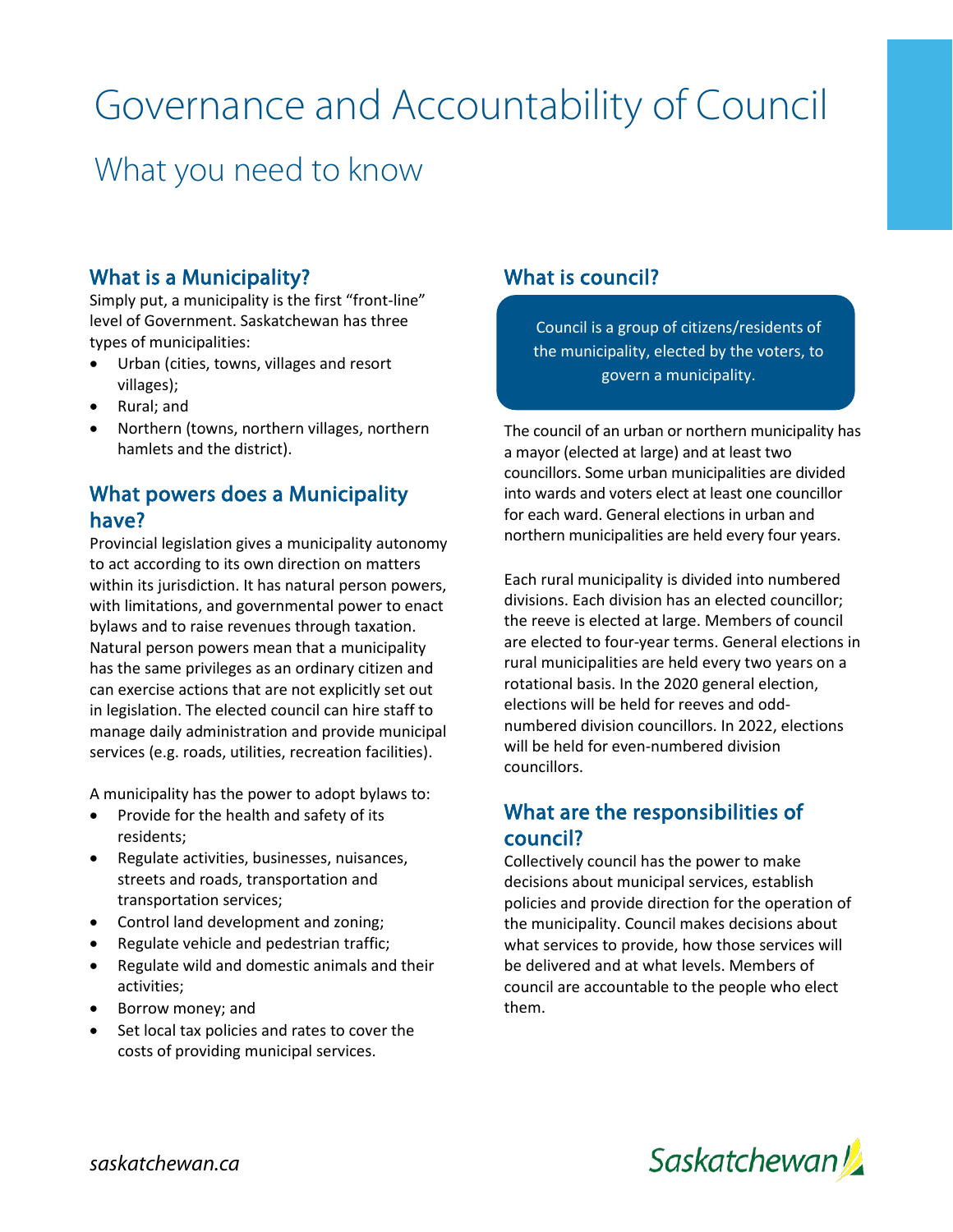# Governance and Accountability of Council

## What you need to know

### What is a Municipality?

Simply put, a municipality is the first "front-line" level of Government. Saskatchewan has three types of municipalities:

- Urban (cities, towns, villages and resort villages);
- Rural; and
- Northern (towns, northern villages, northern hamlets and the district).

### What powers does a Municipality have?

Provincial legislation gives a municipality autonomy to act according to its own direction on matters within its jurisdiction. It has natural person powers, with limitations, and governmental power to enact bylaws and to raise revenues through taxation. Natural person powers mean that a municipality has the same privileges as an ordinary citizen and can exercise actions that are not explicitly set out in legislation. The elected council can hire staff to manage daily administration and provide municipal services (e.g. roads, utilities, recreation facilities).

A municipality has the power to adopt bylaws to:

- Provide for the health and safety of its residents;
- Regulate activities, businesses, nuisances, streets and roads, transportation and transportation services;
- Control land development and zoning;
- Regulate vehicle and pedestrian traffic;
- Regulate wild and domestic animals and their activities;
- Borrow money; and
- Set local tax policies and rates to cover the costs of providing municipal services.

### What is council?

Council is a group of citizens/residents of the municipality, elected by the voters, to govern a municipality.

The council of an urban or northern municipality has a mayor (elected at large) and at least two councillors. Some urban municipalities are divided into wards and voters elect at least one councillor for each ward. General elections in urban and northern municipalities are held every four years.

Each rural municipality is divided into numbered divisions. Each division has an elected councillor; the reeve is elected at large. Members of council are elected to four-year terms. General elections in rural municipalities are held every two years on a rotational basis. In the 2020 general election, elections will be held for reeves and odd-numbered division councillors. In 2022, elections will be held for even-numbered division councillors.

### What are the responsibilities of council?

Collectively council has the power to make decisions about municipal services, establish policies and provide direction for the operation of the municipality. Council makes decisions about what services to provide, how those services will be delivered and at what levels. Members of council are accountable to the people who elect them.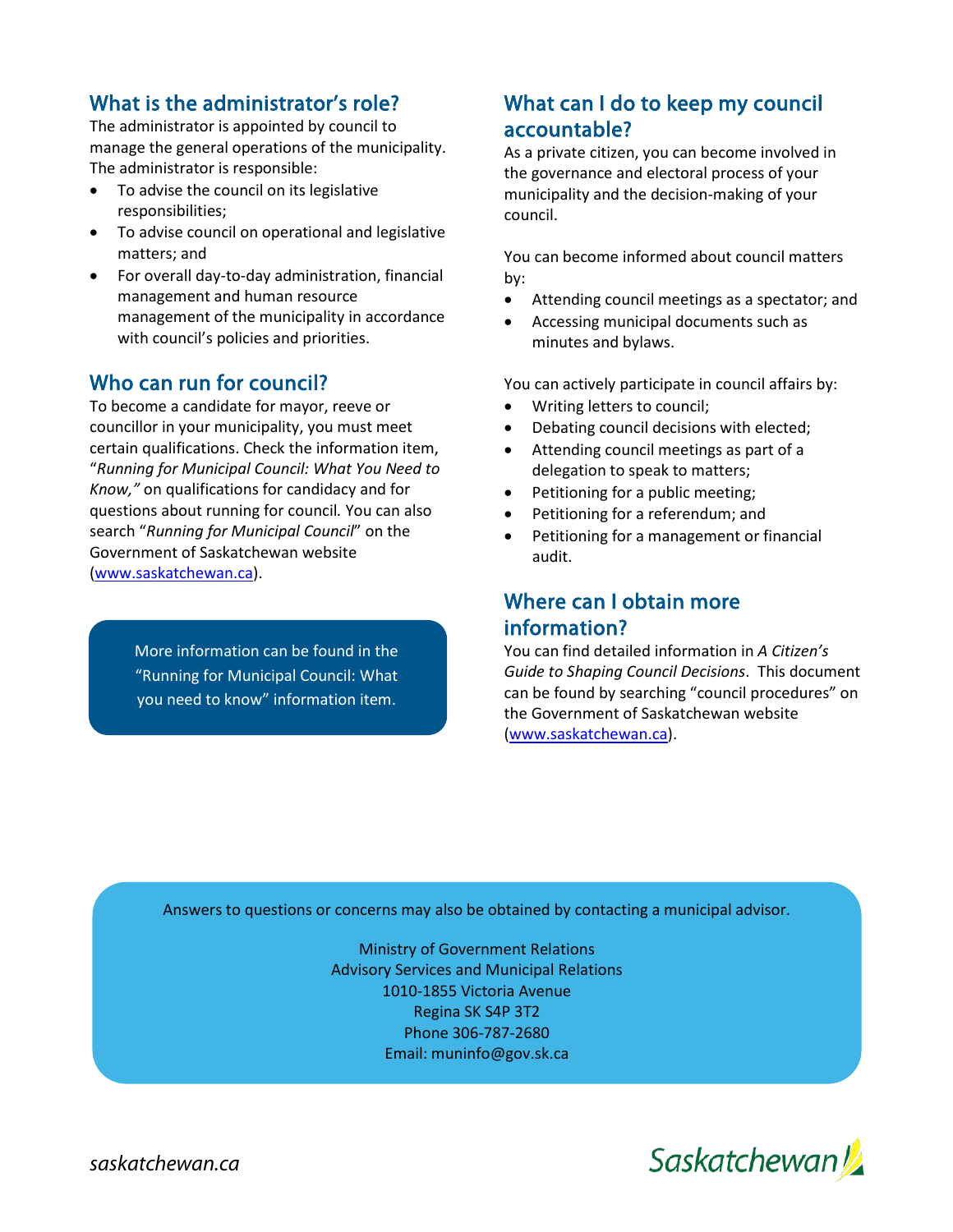## What is the administrator's role?

The administrator is appointed by council to manage the general operations of the municipality. The administrator is responsible:

- To advise the council on its legislative responsibilities;
- To advise council on operational and legislative matters; and
- For overall day-to-day administration, financial management and human resource management of the municipality in accordance with council's policies and priorities.

## Who can run for council?

To become a candidate for mayor, reeve or councillor in your municipality, you must meet certain qualifications. Check the information item, "*Running for Municipal Council: What You Need to Know,"* on qualifications for candidacy and for questions about running for council. You can also search "*Running for Municipal Council*" on the Government of Saskatchewan website (www.saskatchewan.ca).

More information can be found in the "Running for Municipal Council: What you need to know" information item.

## What can I do to keep my council accountable?

As a private citizen, you can become involved in the governance and electoral process of your municipality and the decision-making of your council.

You can become informed about council matters by:

- Attending council meetings as a spectator; and
- Accessing municipal documents such as minutes and bylaws.

You can actively participate in council affairs by:

- Writing letters to council;
- Debating council decisions with elected;
- Attending council meetings as part of a delegation to speak to matters;
- Petitioning for a public meeting;
- Petitioning for a referendum; and
- Petitioning for a management or financial audit.

## Where can I obtain more information?

You can find detailed information in *A Citizen's Guide to Shaping Council Decisions*. This document can be found by searching "council procedures" on the Government of Saskatchewan website (www.saskatchewan.ca).

Answers to questions or concerns may also be obtained by contacting a municipal advisor.

Ministry of Government Relations
Advisory Services and Municipal Relations
1010-1855 Victoria Avenue
Regina SK S4P 3T2
Phone 306-787-2680
Email: muninfo@gov.sk.ca